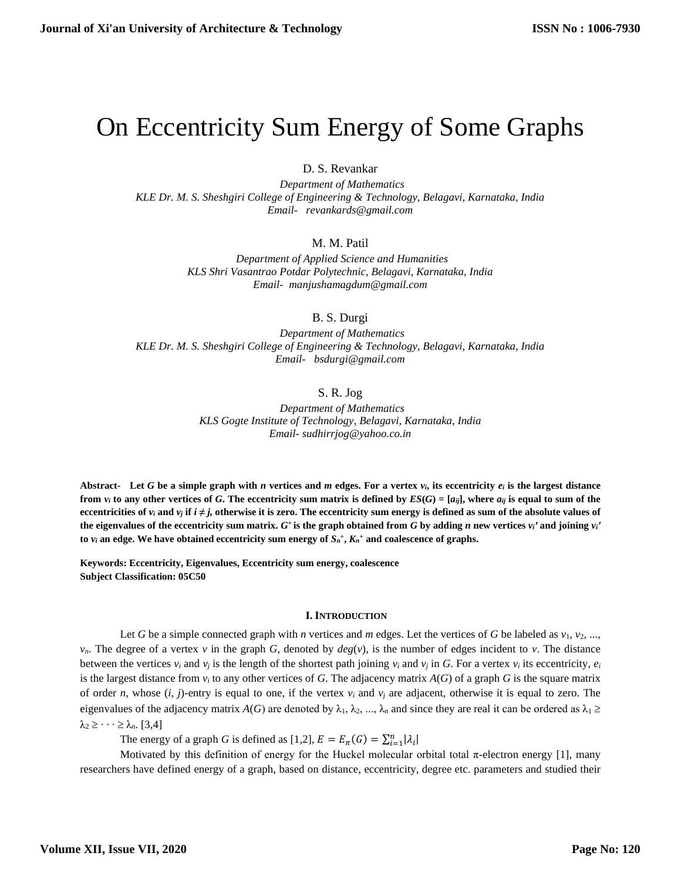# On Eccentricity Sum Energy of Some Graphs

D. S. Revankar

*Department of Mathematics*
*KLE Dr. M. S. Sheshgiri College of Engineering & Technology, Belagavi, Karnataka, India*
*Email- revankards@gmail.com*

M. M. Patil

*Department of Applied Science and Humanities*
*KLS Shri Vasantrao Potdar Polytechnic, Belagavi, Karnataka, India*
*Email- manjushamagdum@gmail.com*

B. S. Durgi

*Department of Mathematics*
*KLE Dr. M. S. Sheshgiri College of Engineering & Technology, Belagavi, Karnataka, India*
*Email- bsdurgi@gmail.com*

S. R. Jog

*Department of Mathematics*
*KLS Gogte Institute of Technology, Belagavi, Karnataka, India*
*Email- sudhirrjog@yahoo.co.in*

**Abstract- Let $G$ be a simple graph with $n$ vertices and $m$ edges. For a vertex $v_i$, its eccentricity $e_i$ is the largest distance from $v_i$ to any other vertices of $G$. The eccentricity sum matrix is defined by $ES(G) = [a_{ij}]$, where $a_{ij}$ is equal to sum of the eccentricities of $v_i$ and $v_j$ if $i \neq j$, otherwise it is zero. The eccentricity sum energy is defined as sum of the absolute values of the eigenvalues of the eccentricity sum matrix. $G^+$ is the graph obtained from $G$ by adding $n$ new vertices $v_i'$ and joining $v_i'$ to $v_i$ an edge. We have obtained eccentricity sum energy of $S_n^+$, $K_n^+$ and coalescence of graphs.**

**Keywords: Eccentricity, Eigenvalues, Eccentricity sum energy, coalescence**
**Subject Classification: 05C50**

## I. Introduction

Let $G$ be a simple connected graph with $n$ vertices and $m$ edges. Let the vertices of $G$ be labeled as $v_1, v_2, \ldots, v_n$. The degree of a vertex $v$ in the graph $G$, denoted by $deg(v)$, is the number of edges incident to $v$. The distance between the vertices $v_i$ and $v_j$ is the length of the shortest path joining $v_i$ and $v_j$ in $G$. For a vertex $v_i$ its eccentricity, $e_i$ is the largest distance from $v_i$ to any other vertices of $G$. The adjacency matrix $A(G)$ of a graph $G$ is the square matrix of order $n$, whose $(i, j)$-entry is equal to one, if the vertex $v_i$ and $v_j$ are adjacent, otherwise it is equal to zero. The eigenvalues of the adjacency matrix $A(G)$ are denoted by $\lambda_1, \lambda_2, \ldots, \lambda_n$ and since they are real it can be ordered as $\lambda_1 \geq \lambda_2 \geq \cdots \geq \lambda_n$. [3,4]

The energy of a graph $G$ is defined as [1,2], $E = E_\pi(G) = \sum_{i=1}^{n}|\lambda_i|$

Motivated by this definition of energy for the Huckel molecular orbital total π-electron energy [1], many researchers have defined energy of a graph, based on distance, eccentricity, degree etc. parameters and studied their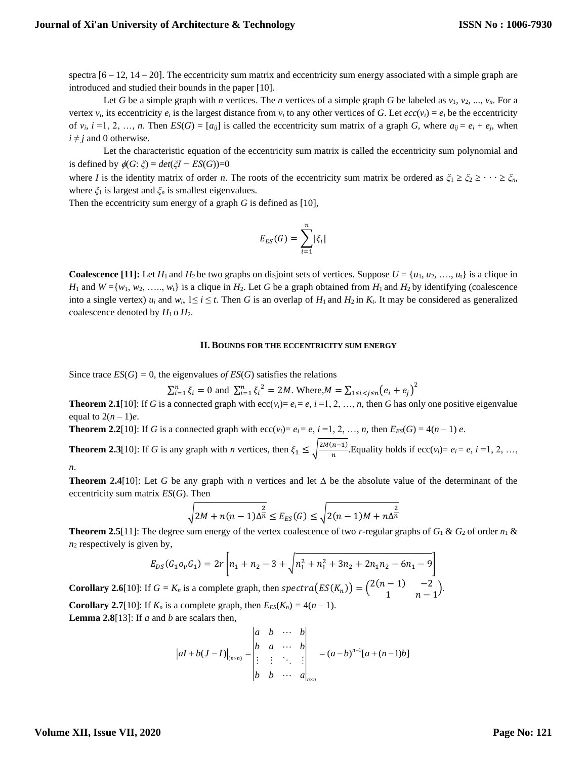spectra [6 – 12, 14 – 20]. The eccentricity sum matrix and eccentricity sum energy associated with a simple graph are introduced and studied their bounds in the paper [10].

Let $G$ be a simple graph with $n$ vertices. The $n$ vertices of a simple graph $G$ be labeled as $v_1, v_2, ..., v_n$. For a vertex $v_i$, its eccentricity $e_i$ is the largest distance from $v_i$ to any other vertices of $G$. Let $ecc(v_i) = e_i$ be the eccentricity of $v_i$, $i$ =1, 2, …, $n$. Then $ES(G) = [a_{ij}]$ is called the eccentricity sum matrix of a graph $G$, where $a_{ij} = e_i + e_j$, when $i \neq j$ and 0 otherwise.

Let the characteristic equation of the eccentricity sum matrix is called the eccentricity sum polynomial and is defined by $\phi(G: \xi) = det(\xi I - ES(G))=0$

where $I$ is the identity matrix of order $n$. The roots of the eccentricity sum matrix be ordered as $\xi_1 \geq \xi_2 \geq \cdots \geq \xi_n$, where $\xi_1$ is largest and $\xi_n$ is smallest eigenvalues.

Then the eccentricity sum energy of a graph $G$ is defined as [10],

$$E_{ES}(G) = \sum_{i=1}^{n} |\xi_i|$$

**Coalescence [11]:** Let $H_1$ and $H_2$ be two graphs on disjoint sets of vertices. Suppose $U = \{u_1, u_2, …., u_t\}$ is a clique in $H_1$ and $W = \{w_1, w_2, ….., w_t\}$ is a clique in $H_2$. Let $G$ be a graph obtained from $H_1$ and $H_2$ by identifying (coalescence into a single vertex) $u_i$ and $w_i$, $1 \leq i \leq t$. Then $G$ is an overlap of $H_1$ and $H_2$ in $K_t$. It may be considered as generalized coalescence denoted by $H_1$ o $H_2$.

## II. Bounds for the eccentricity sum energy

Since trace $ES(G)$ = 0, the eigenvalues *of* $ES(G)$ satisfies the relations

$$\sum_{i=1}^{n} \xi_i = 0 \text{ and } \sum_{i=1}^{n} {\xi_i}^2 = 2M. \text{ Where,} M = \sum_{1 \leq i < j \leq n} \left(e_i + e_j\right)^2$$

**Theorem 2.1**[10]: If $G$ is a connected graph with $ecc(v_i) = e_i = e$, $i$ =1, 2, …, $n$, then $G$ has only one positive eigenvalue equal to $2(n – 1)e$.

**Theorem 2.2**[10]: If $G$ is a connected graph with $ecc(v_i) = e_i = e$, $i$ =1, 2, …, $n$, then $E_{ES}(G) = 4(n – 1)\, e$.

**Theorem 2.3**[10]: If $G$ is any graph with $n$ vertices, then $\xi_1 \leq \sqrt{\frac{2M(n-1)}{n}}$. Equality holds if $ecc(v_i) = e_i = e$, $i$ =1, 2, …, $n$.

**Theorem 2.4**[10]: Let $G$ be any graph with $n$ vertices and let $\Delta$ be the absolute value of the determinant of the eccentricity sum matrix $ES(G)$. Then

$$\sqrt{2M + n(n-1)\Delta^{\frac{2}{n}}} \leq E_{ES}(G) \leq \sqrt{2(n-1)M + n\Delta^{\frac{2}{n}}}$$

**Theorem 2.5**[11]: The degree sum energy of the vertex coalescence of two $r$-regular graphs of $G_1$ & $G_2$ of order $n_1$ & $n_2$ respectively is given by,

$$E_{DS}(G_1 o_v G_1) = 2r\left[n_1 + n_2 - 3 + \sqrt{n_1^2 + n_1^2 + 3n_2 + 2n_1 n_2 - 6n_1 - 9}\right]$$

**Corollary 2.6**[10]: If $G = K_n$ is a complete graph, then $spectra\left(ES(K_n)\right) = \begin{pmatrix} 2(n-1) & -2 \\ 1 & n-1 \end{pmatrix}$.

**Corollary 2.7**[10]: If $K_n$ is a complete graph, then $E_{ES}(K_n) = 4(n – 1)$.

**Lemma 2.8**[13]: If $a$ and $b$ are scalars then,

$$\left|aI + b(J-I)\right|_{(n\times n)} = \begin{vmatrix} a & b & \cdots & b \\ b & a & \cdots & b \\ \vdots & \vdots & \ddots & \vdots \\ b & b & \cdots & a \end{vmatrix}_{n\times n} = (a-b)^{n-1}[a+(n-1)b]$$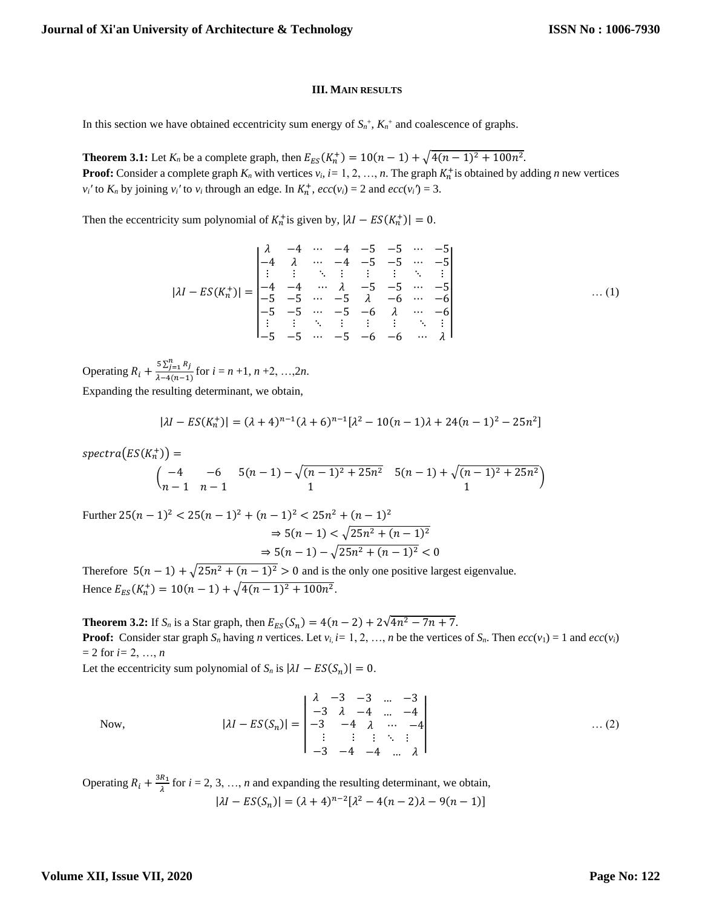### III. MAIN RESULTS

In this section we have obtained eccentricity sum energy of $S_n^+$, $K_n^+$ and coalescence of graphs.

**Theorem 3.1:** Let $K_n$ be a complete graph, then $E_{ES}(K_n^+) = 10(n-1) + \sqrt{4(n-1)^2 + 100n^2}$.

**Proof:** Consider a complete graph $K_n$ with vertices $v_i$, $i = 1, 2, \ldots, n$. The graph $K_n^+$ is obtained by adding $n$ new vertices $v_i'$ to $K_n$ by joining $v_i'$ to $v_i$ through an edge. In $K_n^+$, $ecc(v_i) = 2$ and $ecc(v_i') = 3$.

Then the eccentricity sum polynomial of $K_n^+$ is given by, $|\lambda I - ES(K_n^+)| = 0$.

$$|\lambda I - ES(K_n^+)| = \begin{vmatrix} \lambda & -4 & \cdots & -4 & -5 & -5 & \cdots & -5 \\ -4 & \lambda & \cdots & -4 & -5 & -5 & \cdots & -5 \\ \vdots & \vdots & \ddots & \vdots & \vdots & \vdots & \ddots & \vdots \\ -4 & -4 & \cdots & \lambda & -5 & -5 & \cdots & -5 \\ -5 & -5 & \cdots & -5 & \lambda & -6 & \cdots & -6 \\ -5 & -5 & \cdots & -5 & -6 & \lambda & \cdots & -6 \\ \vdots & \vdots & \ddots & \vdots & \vdots & \vdots & \ddots & \vdots \\ -5 & -5 & \cdots & -5 & -6 & -6 & \cdots & \lambda \end{vmatrix} \quad \ldots (1)$$

Operating $R_i + \frac{5\sum_{j=1}^{n} R_j}{\lambda - 4(n-1)}$ for $i = n+1, n+2, \ldots, 2n$.

Expanding the resulting determinant, we obtain,

$$|\lambda I - ES(K_n^+)| = (\lambda+4)^{n-1}(\lambda+6)^{n-1}[\lambda^2 - 10(n-1)\lambda + 24(n-1)^2 - 25n^2]$$

$$spectra(ES(K_n^+)) = \begin{pmatrix} -4 & -6 & 5(n-1) - \sqrt{(n-1)^2 + 25n^2} & 5(n-1) + \sqrt{(n-1)^2 + 25n^2} \\ n-1 & n-1 & 1 & 1 \end{pmatrix}$$

Further $25(n-1)^2 < 25(n-1)^2 + (n-1)^2 < 25n^2 + (n-1)^2$

$$\Rightarrow 5(n-1) < \sqrt{25n^2 + (n-1)^2}$$

$$\Rightarrow 5(n-1) - \sqrt{25n^2 + (n-1)^2} < 0$$

Therefore $5(n-1) + \sqrt{25n^2 + (n-1)^2} > 0$ and is the only one positive largest eigenvalue.

Hence $E_{ES}(K_n^+) = 10(n-1) + \sqrt{4(n-1)^2 + 100n^2}$.

**Theorem 3.2:** If $S_n$ is a Star graph, then $E_{ES}(S_n) = 4(n-2) + 2\sqrt{4n^2 - 7n + 7}$.

**Proof:** Consider star graph $S_n$ having $n$ vertices. Let $v_i$, $i = 1, 2, \ldots, n$ be the vertices of $S_n$. Then $ecc(v_1) = 1$ and $ecc(v_i) = 2$ for $i = 2, \ldots, n$

Let the eccentricity sum polynomial of $S_n$ is $|\lambda I - ES(S_n)| = 0$.

Now,
$$|\lambda I - ES(S_n)| = \begin{vmatrix} \lambda & -3 & -3 & \ldots & -3 \\ -3 & \lambda & -4 & \ldots & -4 \\ -3 & -4 & \lambda & \cdots & -4 \\ \vdots & \vdots & \vdots & \ddots & \vdots \\ -3 & -4 & -4 & \ldots & \lambda \end{vmatrix} \quad \ldots (2)$$

Operating $R_i + \frac{3R_1}{\lambda}$ for $i = 2, 3, \ldots, n$ and expanding the resulting determinant, we obtain,

$$|\lambda I - ES(S_n)| = (\lambda+4)^{n-2}[\lambda^2 - 4(n-2)\lambda - 9(n-1)]$$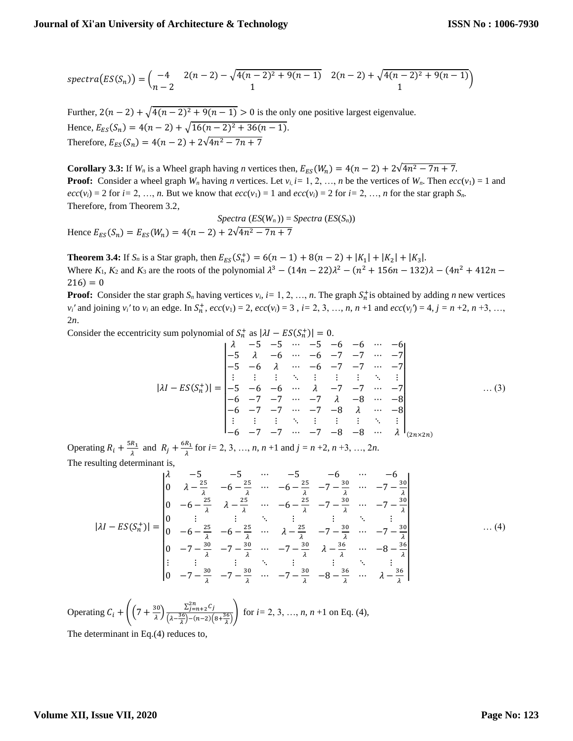$$spectra(ES(S_n)) = \begin{pmatrix} -4 & 2(n-2) - \sqrt{4(n-2)^2 + 9(n-1)} & 2(n-2) + \sqrt{4(n-2)^2 + 9(n-1)} \\ n-2 & 1 & 1 \end{pmatrix}$$

Further, $2(n-2) + \sqrt{4(n-2)^2 + 9(n-1)} > 0$ is the only one positive largest eigenvalue.

Hence, $E_{ES}(S_n) = 4(n-2) + \sqrt{16(n-2)^2 + 36(n-1)}$.

Therefore, $E_{ES}(S_n) = 4(n-2) + 2\sqrt{4n^2 - 7n + 7}$

**Corollary 3.3:** If $W_n$ is a Wheel graph having $n$ vertices then, $E_{ES}(W_n) = 4(n-2) + 2\sqrt{4n^2 - 7n + 7}$.

**Proof:** Consider a wheel graph $W_n$ having $n$ vertices. Let $v_i$, $i = 1, 2, \ldots, n$ be the vertices of $W_n$. Then $ecc(v_1) = 1$ and $ecc(v_i) = 2$ for $i = 2, \ldots, n$. But we know that $ecc(v_1) = 1$ and $ecc(v_i) = 2$ for $i = 2, \ldots, n$ for the star graph $S_n$. Therefore, from Theorem 3.2,

$$Spectra\ (ES(W_n)) = Spectra\ (ES(S_n))$$

Hence $E_{ES}(S_n) = E_{ES}(W_n) = 4(n-2) + 2\sqrt{4n^2 - 7n + 7}$

**Theorem 3.4:** If $S_n$ is a Star graph, then $E_{ES}(S_n^+) = 6(n-1) + 8(n-2) + |K_1| + |K_2| + |K_3|$.

Where $K_1$, $K_2$ and $K_3$ are the roots of the polynomial $\lambda^3 - (14n - 22)\lambda^2 - (n^2 + 156n - 132)\lambda - (4n^2 + 412n - 216) = 0$

**Proof:** Consider the star graph $S_n$ having vertices $v_i$, $i = 1, 2, \ldots, n$. The graph $S_n^+$ is obtained by adding $n$ new vertices $v_i'$ to $v_i$ and joining $v_i'$ to $v_i$ an edge. In $S_n^+$, $ecc(v_1) = 2$, $ecc(v_i) = 3$, $i = 2, 3, \ldots, n, n+1$ and $ecc(v_j') = 4$, $j = n+2, n+3, \ldots, 2n$.

Consider the eccentricity sum polynomial of $S_n^+$ as $|\lambda I - ES(S_n^+)| = 0$.

$$|\lambda I - ES(S_n^+)| = \begin{vmatrix} \lambda & -5 & -5 & \cdots & -5 & -6 & -6 & \cdots & -6 \\ -5 & \lambda & -6 & \cdots & -6 & -7 & -7 & \cdots & -7 \\ -5 & -6 & \lambda & \cdots & -6 & -7 & -7 & \cdots & -7 \\ \vdots & \vdots & \vdots & \ddots & \vdots & \vdots & \vdots & \ddots & \vdots \\ -5 & -6 & -6 & \cdots & \lambda & -7 & -7 & \cdots & -7 \\ -6 & -7 & -7 & \cdots & -7 & \lambda & -8 & \cdots & -8 \\ -6 & -7 & -7 & \cdots & -7 & -8 & \lambda & \cdots & -8 \\ \vdots & \vdots & \vdots & \ddots & \vdots & \vdots & \vdots & \ddots & \vdots \\ -6 & -7 & -7 & \cdots & -7 & -8 & -8 & \cdots & \lambda \end{vmatrix}_{(2n \times 2n)} \quad \ldots (3)$$

Operating $R_i + \frac{5R_1}{\lambda}$ and $R_j + \frac{6R_1}{\lambda}$ for $i = 2, 3, \ldots, n, n+1$ and $j = n+2, n+3, \ldots, 2n$.

The resulting determinant is,

$$|\lambda I - ES(S_n^+)| = \begin{vmatrix} \lambda & -5 & -5 & \cdots & -5 & -6 & \cdots & -6 \\ 0 & \lambda - \frac{25}{\lambda} & -6 - \frac{25}{\lambda} & \cdots & -6 - \frac{25}{\lambda} & -7 - \frac{30}{\lambda} & \cdots & -7 - \frac{30}{\lambda} \\ 0 & -6 - \frac{25}{\lambda} & \lambda - \frac{25}{\lambda} & \cdots & -6 - \frac{25}{\lambda} & -7 - \frac{30}{\lambda} & \cdots & -7 - \frac{30}{\lambda} \\ 0 & \vdots & \vdots & \ddots & \vdots & \vdots & \ddots & \vdots \\ 0 & -6 - \frac{25}{\lambda} & -6 - \frac{25}{\lambda} & \cdots & \lambda - \frac{25}{\lambda} & -7 - \frac{30}{\lambda} & \cdots & -7 - \frac{30}{\lambda} \\ 0 & -7 - \frac{30}{\lambda} & -7 - \frac{30}{\lambda} & \cdots & -7 - \frac{30}{\lambda} & \lambda - \frac{36}{\lambda} & \cdots & -8 - \frac{36}{\lambda} \\ \vdots & \vdots & \vdots & \ddots & \vdots & \vdots & \ddots & \vdots \\ 0 & -7 - \frac{30}{\lambda} & -7 - \frac{30}{\lambda} & \cdots & -7 - \frac{30}{\lambda} & -8 - \frac{36}{\lambda} & \cdots & \lambda - \frac{36}{\lambda} \end{vmatrix} \quad \ldots (4)$$

Operating $C_i + \left( \left(7 + \frac{30}{\lambda}\right) \frac{\sum_{j=n+2}^{2n} C_j}{\left(\lambda - \frac{36}{\lambda}\right) - (n-2)\left(8 + \frac{36}{\lambda}\right)} \right)$ for $i = 2, 3, \ldots, n, n+1$ on Eq. (4),

The determinant in Eq.(4) reduces to,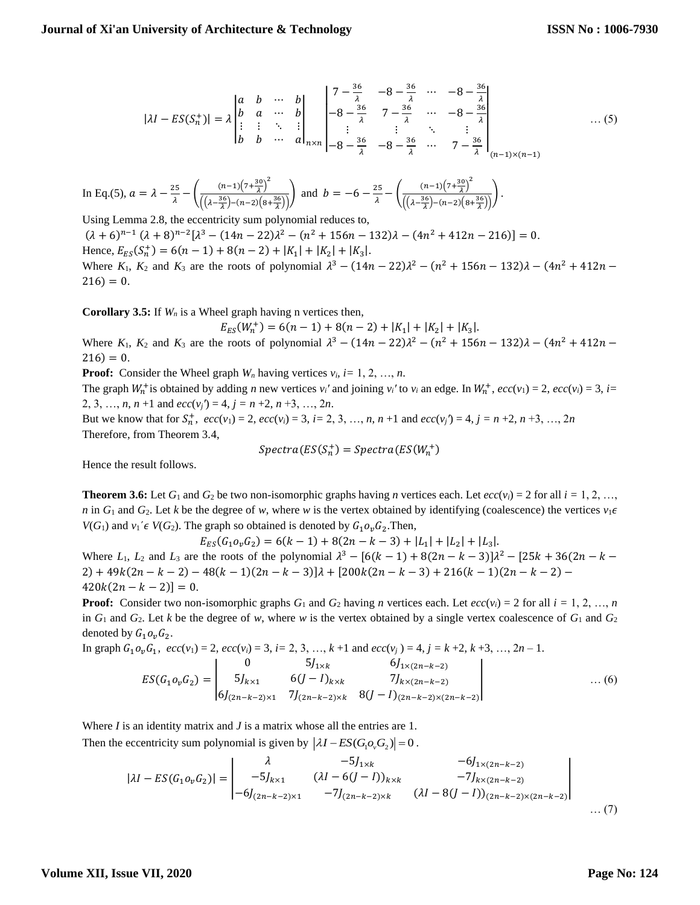$$|\lambda I - ES(S_n^+)| = \lambda \begin{vmatrix} a & b & \cdots & b \\ b & a & \cdots & b \\ \vdots & \vdots & \ddots & \vdots \\ b & b & \cdots & a \end{vmatrix}_{n\times n} \begin{vmatrix} 7-\frac{36}{\lambda} & -8-\frac{36}{\lambda} & \cdots & -8-\frac{36}{\lambda} \\ -8-\frac{36}{\lambda} & 7-\frac{36}{\lambda} & \cdots & -8-\frac{36}{\lambda} \\ \vdots & \vdots & \ddots & \vdots \\ -8-\frac{36}{\lambda} & -8-\frac{36}{\lambda} & \cdots & 7-\frac{36}{\lambda} \end{vmatrix}_{(n-1)\times(n-1)} \quad \dots (5)$$

In Eq.(5), $a = \lambda - \frac{25}{\lambda} - \left( \frac{(n-1)\left(7+\frac{30}{\lambda}\right)^2}{\left(\left(\lambda - \frac{36}{\lambda}\right) - (n-2)\left(8+\frac{36}{\lambda}\right)\right)} \right)$ and $b = -6 - \frac{25}{\lambda} - \left( \frac{(n-1)\left(7+\frac{30}{\lambda}\right)^2}{\left(\left(\lambda - \frac{36}{\lambda}\right) - (n-2)\left(8+\frac{36}{\lambda}\right)\right)} \right)$.

Using Lemma 2.8, the eccentricity sum polynomial reduces to,

$(\lambda+6)^{n-1}(\lambda+8)^{n-2}[\lambda^3 - (14n-22)\lambda^2 - (n^2+156n-132)\lambda - (4n^2+412n-216)] = 0.$

Hence, $E_{ES}(S_n^+) = 6(n-1) + 8(n-2) + |K_1| + |K_2| + |K_3|$.

Where $K_1$, $K_2$ and $K_3$ are the roots of polynomial $\lambda^3 - (14n-22)\lambda^2 - (n^2+156n-132)\lambda - (4n^2+412n-216) = 0$.

**Corollary 3.5:** If $W_n$ is a Wheel graph having n vertices then,

$$E_{ES}(W_n^+) = 6(n-1) + 8(n-2) + |K_1| + |K_2| + |K_3|.$$

Where $K_1$, $K_2$ and $K_3$ are the roots of polynomial $\lambda^3 - (14n-22)\lambda^2 - (n^2+156n-132)\lambda - (4n^2+412n-216) = 0$.

**Proof:** Consider the Wheel graph $W_n$ having vertices $v_i$, $i = 1, 2, \dots, n$.

The graph $W_n^+$ is obtained by adding $n$ new vertices $v_i'$ and joining $v_i'$ to $v_i$ an edge. In $W_n^+$, $ecc(v_1) = 2$, $ecc(v_i) = 3$, $i = 2, 3, \dots, n, n+1$ and $ecc(v_j') = 4$, $j = n+2, n+3, \dots, 2n$.

But we know that for $S_n^+$, $ecc(v_1) = 2$, $ecc(v_i) = 3$, $i = 2, 3, \dots, n, n+1$ and $ecc(v_j') = 4$, $j = n+2, n+3, \dots, 2n$

Therefore, from Theorem 3.4,

$$Spectra(ES(S_n^+)) = Spectra(ES(W_n^+))$$

Hence the result follows.

**Theorem 3.6:** Let $G_1$ and $G_2$ be two non-isomorphic graphs having $n$ vertices each. Let $ecc(v_i) = 2$ for all $i = 1, 2, \dots, n$ in $G_1$ and $G_2$. Let $k$ be the degree of $w$, where $w$ is the vertex obtained by identifying (coalescence) the vertices $v_1 \epsilon V(G_1)$ and $v_1' \epsilon V(G_2)$. The graph so obtained is denoted by $G_1 o_v G_2$. Then,

$$E_{ES}(G_1 o_v G_2) = 6(k-1) + 8(2n-k-3) + |L_1| + |L_2| + |L_3|.$$

Where $L_1$, $L_2$ and $L_3$ are the roots of the polynomial $\lambda^3 - [6(k-1) + 8(2n-k-3)]\lambda^2 - [25k + 36(2n-k-2) + 49k(2n-k-2) - 48(k-1)(2n-k-3)]\lambda + [200k(2n-k-3) + 216(k-1)(2n-k-2) - 420k(2n-k-2)] = 0$.

**Proof:** Consider two non-isomorphic graphs $G_1$ and $G_2$ having $n$ vertices each. Let $ecc(v_i) = 2$ for all $i = 1, 2, \dots, n$ in $G_1$ and $G_2$. Let $k$ be the degree of $w$, where $w$ is the vertex obtained by a single vertex coalescence of $G_1$ and $G_2$ denoted by $G_1 o_v G_2$.

In graph $G_1 o_v G_1$, $ecc(v_1) = 2$, $ecc(v_i) = 3$, $i = 2, 3, \dots, k+1$ and $ecc(v_j) = 4$, $j = k+2, k+3, \dots, 2n-1$.

$$ES(G_1 o_v G_2) = \begin{vmatrix} 0 & 5J_{1\times k} & 6J_{1\times(2n-k-2)} \\ 5J_{k\times 1} & 6(J-I)_{k\times k} & 7J_{k\times(2n-k-2)} \\ 6J_{(2n-k-2)\times 1} & 7J_{(2n-k-2)\times k} & 8(J-I)_{(2n-k-2)\times(2n-k-2)} \end{vmatrix} \quad \dots (6)$$

Where $I$ is an identity matrix and $J$ is a matrix whose all the entries are 1.

Then the eccentricity sum polynomial is given by $|\lambda I - ES(G_1 o_v G_2)| = 0$.

$$|\lambda I - ES(G_1 o_v G_2)| = \begin{vmatrix} \lambda & -5J_{1\times k} & -6J_{1\times(2n-k-2)} \\ -5J_{k\times 1} & (\lambda I - 6(J-I))_{k\times k} & -7J_{k\times(2n-k-2)} \\ -6J_{(2n-k-2)\times 1} & -7J_{(2n-k-2)\times k} & (\lambda I - 8(J-I))_{(2n-k-2)\times(2n-k-2)} \end{vmatrix} \quad \dots (7)$$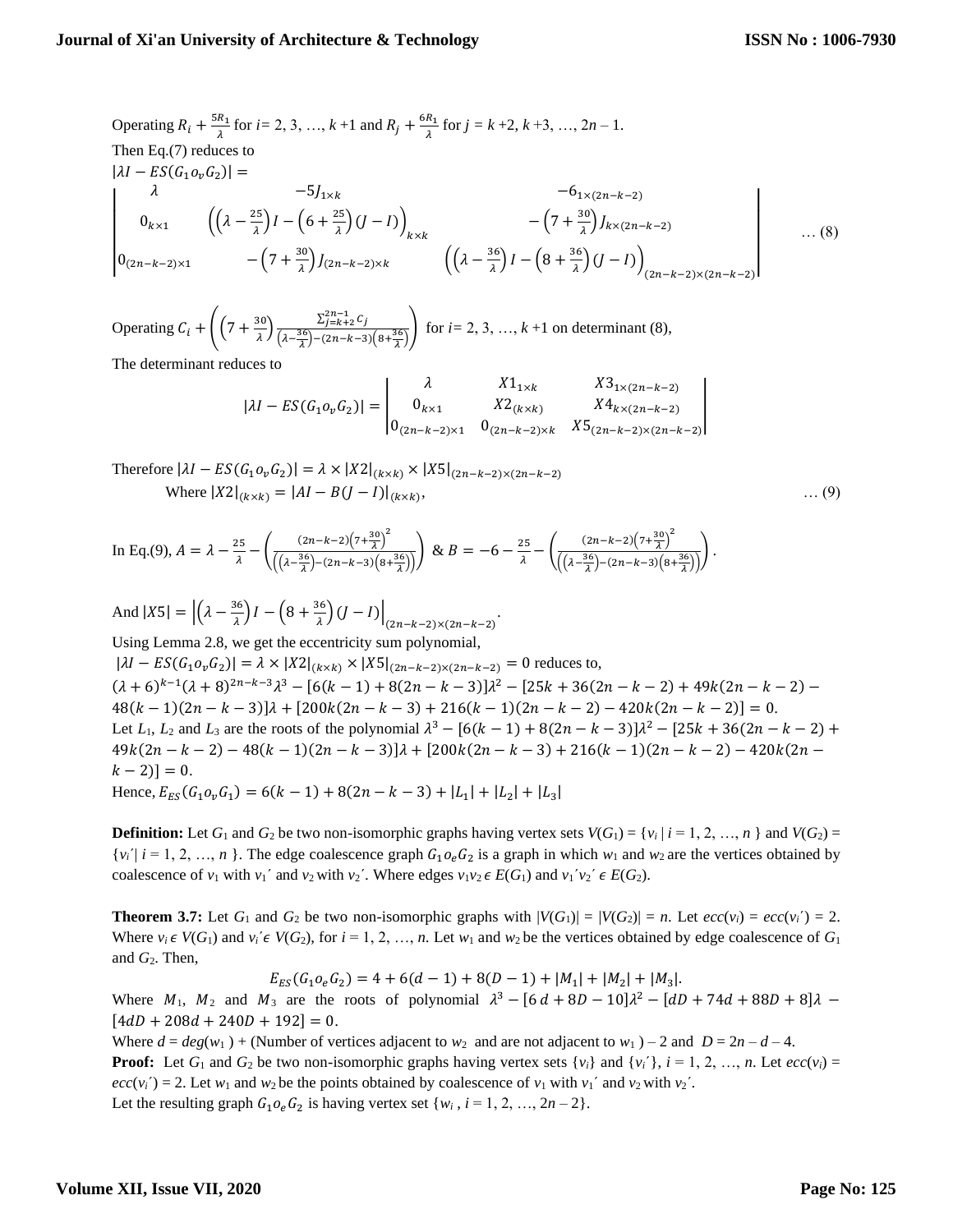Operating $R_i + \frac{5R_1}{\lambda}$ for $i$= 2, 3, …, $k$ +1 and $R_j + \frac{6R_1}{\lambda}$ for $j$ = $k$ +2, $k$ +3, …, 2$n$ – 1.

Then Eq.(7) reduces to

$$|\lambda I - ES(G_1 o_v G_2)| = \begin{vmatrix} \lambda & -5J_{1\times k} & -6_{1\times(2n-k-2)} \\ 0_{k\times 1} & \left(\left(\lambda - \frac{25}{\lambda}\right)I - \left(6 + \frac{25}{\lambda}\right)(J-I)\right)_{k\times k} & -\left(7+\frac{30}{\lambda}\right)J_{k\times(2n-k-2)} \\ 0_{(2n-k-2)\times 1} & -\left(7+\frac{30}{\lambda}\right)J_{(2n-k-2)\times k} & \left(\left(\lambda - \frac{36}{\lambda}\right)I - \left(8+\frac{36}{\lambda}\right)(J-I)\right)_{(2n-k-2)\times(2n-k-2)} \end{vmatrix} \quad \ldots (8)$$

Operating $C_i + \left(\left(7+\frac{30}{\lambda}\right)\frac{\sum_{j=k+2}^{2n-1} c_j}{\left(\lambda - \frac{36}{\lambda}\right) - (2n-k-3)\left(8+\frac{36}{\lambda}\right)}\right)$ for $i$= 2, 3, …, $k$ +1 on determinant (8),

The determinant reduces to

$$|\lambda I - ES(G_1 o_v G_2)| = \begin{vmatrix} \lambda & X1_{1\times k} & X3_{1\times(2n-k-2)} \\ 0_{k\times 1} & X2_{(k\times k)} & X4_{k\times(2n-k-2)} \\ 0_{(2n-k-2)\times 1} & 0_{(2n-k-2)\times k} & X5_{(2n-k-2)\times(2n-k-2)} \end{vmatrix}$$

Therefore $|\lambda I - ES(G_1 o_v G_2)| = \lambda \times |X2|_{(k\times k)} \times |X5|_{(2n-k-2)\times(2n-k-2)}$

Where $|X2|_{(k\times k)} = |AI - B(J-I)|_{(k\times k)}$, … (9)

In Eq.(9), $A = \lambda - \frac{25}{\lambda} - \left(\frac{(2n-k-2)\left(7+\frac{30}{\lambda}\right)^2}{\left(\left(\lambda-\frac{36}{\lambda}\right)-(2n-k-3)\left(8+\frac{36}{\lambda}\right)\right)}\right)$ & $B = -6 - \frac{25}{\lambda} - \left(\frac{(2n-k-2)\left(7+\frac{30}{\lambda}\right)^2}{\left(\left(\lambda-\frac{36}{\lambda}\right)-(2n-k-3)\left(8+\frac{36}{\lambda}\right)\right)}\right)$.

And $|X5| = \left|\left(\lambda - \frac{36}{\lambda}\right)I - \left(8+\frac{36}{\lambda}\right)(J-I)\right|_{(2n-k-2)\times(2n-k-2)}$.

Using Lemma 2.8, we get the eccentricity sum polynomial,

$|\lambda I - ES(G_1 o_v G_2)| = \lambda \times |X2|_{(k\times k)} \times |X5|_{(2n-k-2)\times(2n-k-2)} = 0$ reduces to,

$(\lambda+6)^{k-1}(\lambda+8)^{2n-k-3}\lambda^3 - [6(k-1)+8(2n-k-3)]\lambda^2 - [25k + 36(2n-k-2) + 49k(2n-k-2) - 48(k-1)(2n-k-3)]\lambda + [200k(2n-k-3) + 216(k-1)(2n-k-2) - 420k(2n-k-2)] = 0.$

Let $L_1$, $L_2$ and $L_3$ are the roots of the polynomial $\lambda^3 - [6(k-1)+8(2n-k-3)]\lambda^2 - [25k + 36(2n-k-2) + 49k(2n-k-2) - 48(k-1)(2n-k-3)]\lambda + [200k(2n-k-3) + 216(k-1)(2n-k-2) - 420k(2n-k-2)] = 0$.

Hence, $E_{ES}(G_1 o_v G_1) = 6(k-1) + 8(2n-k-3) + |L_1| + |L_2| + |L_3|$

**Definition:** Let $G_1$ and $G_2$ be two non-isomorphic graphs having vertex sets $V(G_1) = \{v_i \mid i = 1, 2, \ldots, n\}$ and $V(G_2) = \{v_i' \mid i = 1, 2, \ldots, n\}$. The edge coalescence graph $G_1 o_e G_2$ is a graph in which $w_1$ and $w_2$ are the vertices obtained by coalescence of $v_1$ with $v_1'$ and $v_2$ with $v_2'$. Where edges $v_1v_2 \epsilon E(G_1)$ and $v_1'v_2' \epsilon E(G_2)$.

**Theorem 3.7:** Let $G_1$ and $G_2$ be two non-isomorphic graphs with $|V(G_1)| = |V(G_2)| = n$. Let $ecc(v_i) = ecc(v_i') = 2$. Where $v_i \epsilon V(G_1)$ and $v_i' \epsilon V(G_2)$, for $i$ = 1, 2, …, $n$. Let $w_1$ and $w_2$ be the vertices obtained by edge coalescence of $G_1$ and $G_2$. Then,

$$E_{ES}(G_1 o_e G_2) = 4 + 6(d-1) + 8(D-1) + |M_1| + |M_2| + |M_3|.$$

Where $M_1$, $M_2$ and $M_3$ are the roots of polynomial $\lambda^3 - [6d + 8D - 10]\lambda^2 - [dD + 74d + 88D + 8]\lambda - [4dD + 208d + 240D + 192] = 0$.

Where $d = deg(w_1)$ + (Number of vertices adjacent to $w_2$ and are not adjacent to $w_1$) – 2 and $D = 2n - d - 4$.

**Proof:** Let $G_1$ and $G_2$ be two non-isomorphic graphs having vertex sets $\{v_i\}$ and $\{v_i'\}$, $i$ = 1, 2, …, $n$. Let $ecc(v_i) = ecc(v_i') = 2$. Let $w_1$ and $w_2$ be the points obtained by coalescence of $v_1$ with $v_1'$ and $v_2$ with $v_2'$.

Let the resulting graph $G_1 o_e G_2$ is having vertex set $\{w_i, i = 1, 2, \ldots, 2n-2\}$.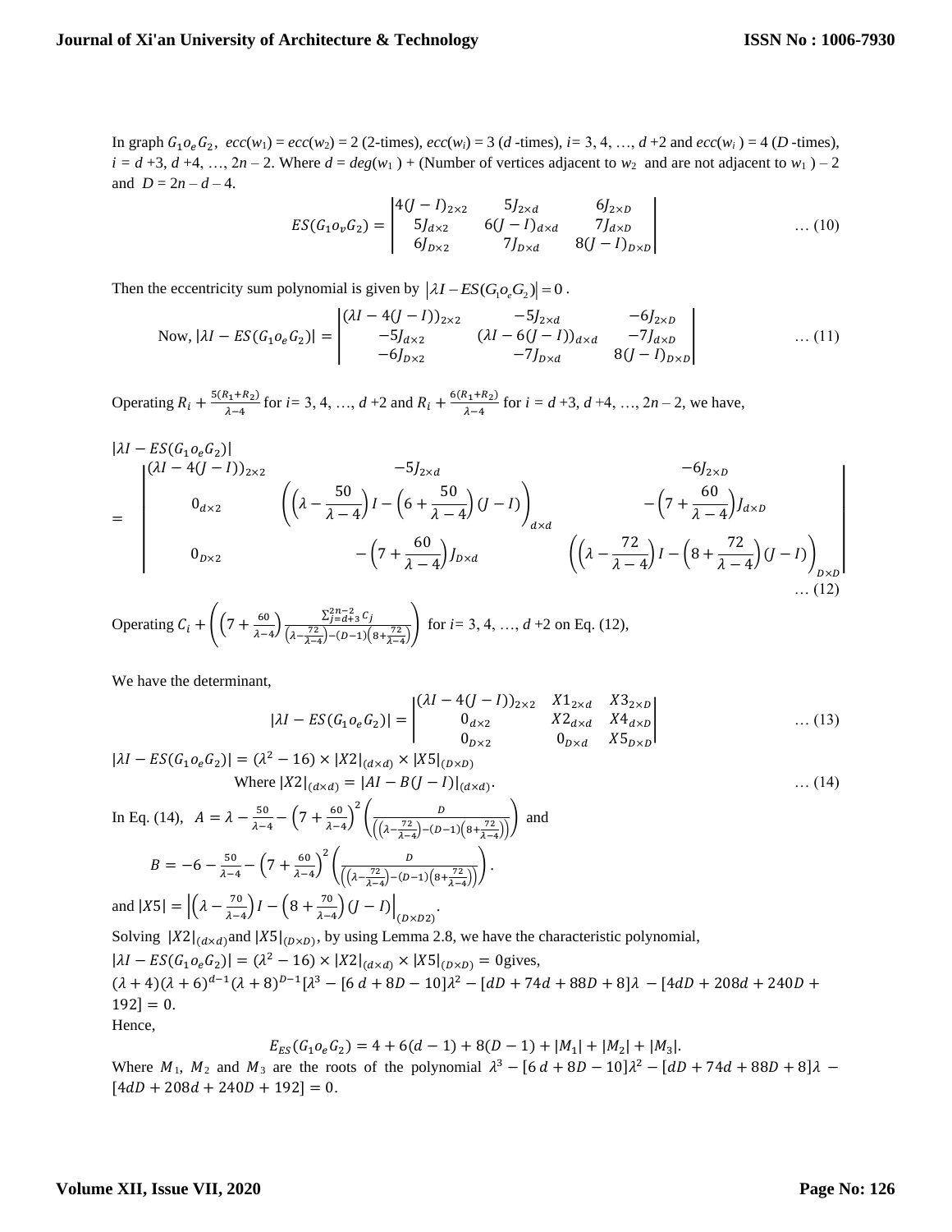In graph $G_1 o_e G_2$, $ecc(w_1) = ecc(w_2) = 2$ (2-times), $ecc(w_i) = 3$ ($d$ -times), $i$= 3, 4, …, $d$ +2 and $ecc(w_i) = 4$ ($D$ -times), $i = d$ +3, $d$ +4, …, $2n – 2$. Where $d = deg(w_1)$ + (Number of vertices adjacent to $w_2$ and are not adjacent to $w_1$ ) – 2 and $D = 2n – d – 4$.

$$ES(G_1 o_v G_2) = \begin{vmatrix} 4(J-I)_{2\times 2} & 5J_{2\times d} & 6J_{2\times D} \\ 5J_{d\times 2} & 6(J-I)_{d\times d} & 7J_{d\times D} \\ 6J_{D\times 2} & 7J_{D\times d} & 8(J-I)_{D\times D} \end{vmatrix} \quad \dots (10)$$

Then the eccentricity sum polynomial is given by $|\lambda I - ES(G_1 o_e G_2)| = 0$.

$$\text{Now, } |\lambda I - ES(G_1 o_e G_2)| = \begin{vmatrix} (\lambda I - 4(J-I))_{2\times 2} & -5J_{2\times d} & -6J_{2\times D} \\ -5J_{d\times 2} & (\lambda I - 6(J-I))_{d\times d} & -7J_{d\times D} \\ -6J_{D\times 2} & -7J_{D\times d} & 8(J-I)_{D\times D} \end{vmatrix} \quad \dots (11)$$

Operating $R_i + \frac{5(R_1+R_2)}{\lambda-4}$ for $i$= 3, 4, …, $d$ +2 and $R_i + \frac{6(R_1+R_2)}{\lambda-4}$ for $i = d$ +3, $d$ +4, …, $2n – 2$, we have,

$$|\lambda I - ES(G_1 o_e G_2)| = \begin{vmatrix} (\lambda I - 4(J-I))_{2\times 2} & -5J_{2\times d} & -6J_{2\times D} \\ 0_{d\times 2} & \left(\left(\lambda - \frac{50}{\lambda-4}\right)I - \left(6 + \frac{50}{\lambda-4}\right)(J-I)\right)_{d\times d} & -\left(7+\frac{60}{\lambda-4}\right)J_{d\times D} \\ 0_{D\times 2} & -\left(7+\frac{60}{\lambda-4}\right)J_{D\times d} & \left(\left(\lambda - \frac{72}{\lambda-4}\right)I - \left(8 + \frac{72}{\lambda-4}\right)(J-I)\right)_{D\times D} \end{vmatrix} \quad \dots (12)$$

Operating $C_i + \left(\left(7+\frac{60}{\lambda-4}\right)\frac{\sum_{j=d+3}^{2n-2} C_j}{\left(\lambda - \frac{72}{\lambda-4}\right) - (D-1)\left(8+\frac{72}{\lambda-4}\right)}\right)$ for $i$= 3, 4, …, $d$ +2 on Eq. (12),

We have the determinant,

$$|\lambda I - ES(G_1 o_e G_2)| = \begin{vmatrix} (\lambda I - 4(J-I))_{2\times 2} & X1_{2\times d} & X3_{2\times D} \\ 0_{d\times 2} & X2_{d\times d} & X4_{d\times D} \\ 0_{D\times 2} & 0_{D\times d} & X5_{D\times D} \end{vmatrix} \quad \dots (13)$$

$$|\lambda I - ES(G_1 o_e G_2)| = (\lambda^2 - 16) \times |X2|_{(d\times d)} \times |X5|_{(D\times D)}$$

$$\text{Where } |X2|_{(d\times d)} = |AI - B(J-I)|_{(d\times d)}. \quad \dots (14)$$

In Eq. (14), $A = \lambda - \frac{50}{\lambda-4} - \left(7+\frac{60}{\lambda-4}\right)^2 \left(\frac{D}{\left(\left(\lambda - \frac{72}{\lambda-4}\right) - (D-1)\left(8+\frac{72}{\lambda-4}\right)\right)}\right)$ and

$$B = -6 - \frac{50}{\lambda-4} - \left(7+\frac{60}{\lambda-4}\right)^2 \left(\frac{D}{\left(\left(\lambda - \frac{72}{\lambda-4}\right) - (D-1)\left(8+\frac{72}{\lambda-4}\right)\right)}\right).$$

and $|X5| = \left|\left(\lambda - \frac{70}{\lambda-4}\right)I - \left(8+\frac{70}{\lambda-4}\right)(J-I)\right|_{(D\times D2)}$.

Solving $|X2|_{(d\times d)}$ and $|X5|_{(D\times D)}$, by using Lemma 2.8, we have the characteristic polynomial,

$|\lambda I - ES(G_1 o_e G_2)| = (\lambda^2 - 16) \times |X2|_{(d\times d)} \times |X5|_{(D\times D)} = 0$ gives,

$(\lambda+4)(\lambda+6)^{d-1}(\lambda+8)^{D-1}[\lambda^3 - [6d + 8D - 10]\lambda^2 - [dD + 74d + 88D + 8]\lambda - [4dD + 208d + 240D + 192] = 0$.

Hence,

$$E_{ES}(G_1 o_e G_2) = 4 + 6(d-1) + 8(D-1) + |M_1| + |M_2| + |M_3|.$$

Where $M_1$, $M_2$ and $M_3$ are the roots of the polynomial $\lambda^3 - [6d + 8D - 10]\lambda^2 - [dD + 74d + 88D + 8]\lambda - [4dD + 208d + 240D + 192] = 0$.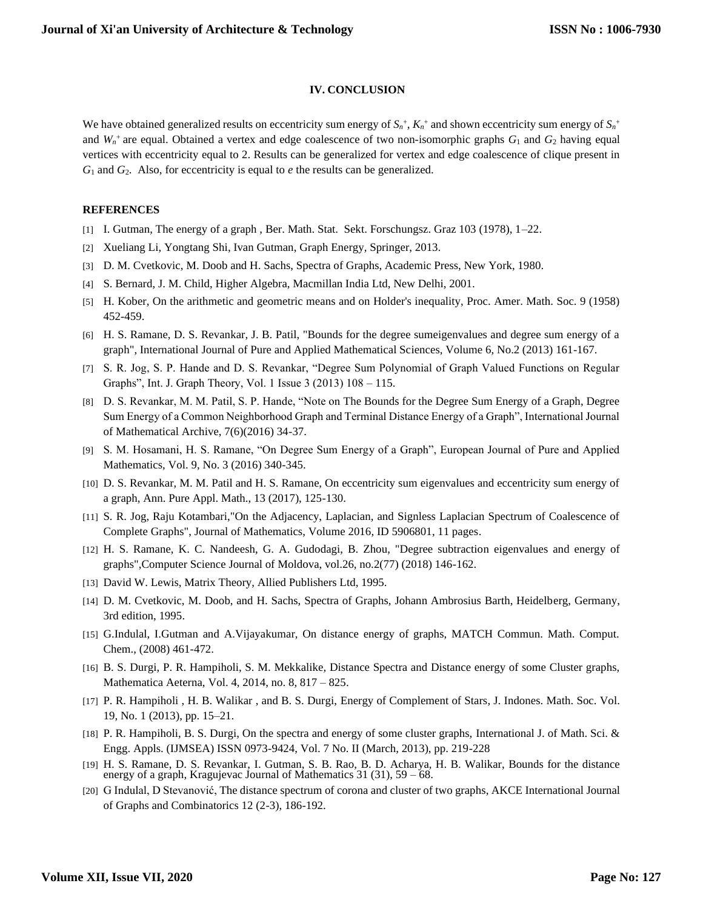## IV. CONCLUSION

We have obtained generalized results on eccentricity sum energy of $S_n^+$, $K_n^+$ and shown eccentricity sum energy of $S_n^+$ and $W_n^+$ are equal. Obtained a vertex and edge coalescence of two non-isomorphic graphs $G_1$ and $G_2$ having equal vertices with eccentricity equal to 2. Results can be generalized for vertex and edge coalescence of clique present in $G_1$ and $G_2$. Also, for eccentricity is equal to $e$ the results can be generalized.

## REFERENCES

[1] I. Gutman, The energy of a graph , Ber. Math. Stat. Sekt. Forschungsz. Graz 103 (1978), 1–22.

[2] Xueliang Li, Yongtang Shi, Ivan Gutman, Graph Energy, Springer, 2013.

[3] D. M. Cvetkovic, M. Doob and H. Sachs, Spectra of Graphs, Academic Press, New York, 1980.

[4] S. Bernard, J. M. Child, Higher Algebra, Macmillan India Ltd, New Delhi, 2001.

[5] H. Kober, On the arithmetic and geometric means and on Holder's inequality, Proc. Amer. Math. Soc. 9 (1958) 452-459.

[6] H. S. Ramane, D. S. Revankar, J. B. Patil, "Bounds for the degree sumeigenvalues and degree sum energy of a graph", International Journal of Pure and Applied Mathematical Sciences, Volume 6, No.2 (2013) 161-167.

[7] S. R. Jog, S. P. Hande and D. S. Revankar, "Degree Sum Polynomial of Graph Valued Functions on Regular Graphs", Int. J. Graph Theory, Vol. 1 Issue 3 (2013) 108 – 115.

[8] D. S. Revankar, M. M. Patil, S. P. Hande, "Note on The Bounds for the Degree Sum Energy of a Graph, Degree Sum Energy of a Common Neighborhood Graph and Terminal Distance Energy of a Graph", International Journal of Mathematical Archive, 7(6)(2016) 34-37.

[9] S. M. Hosamani, H. S. Ramane, "On Degree Sum Energy of a Graph", European Journal of Pure and Applied Mathematics, Vol. 9, No. 3 (2016) 340-345.

[10] D. S. Revankar, M. M. Patil and H. S. Ramane, On eccentricity sum eigenvalues and eccentricity sum energy of a graph, Ann. Pure Appl. Math., 13 (2017), 125-130.

[11] S. R. Jog, Raju Kotambari,"On the Adjacency, Laplacian, and Signless Laplacian Spectrum of Coalescence of Complete Graphs", Journal of Mathematics, Volume 2016, ID 5906801, 11 pages.

[12] H. S. Ramane, K. C. Nandeesh, G. A. Gudodagi, B. Zhou, "Degree subtraction eigenvalues and energy of graphs",Computer Science Journal of Moldova, vol.26, no.2(77) (2018) 146-162.

[13] David W. Lewis, Matrix Theory, Allied Publishers Ltd, 1995.

[14] D. M. Cvetkovic, M. Doob, and H. Sachs, Spectra of Graphs, Johann Ambrosius Barth, Heidelberg, Germany, 3rd edition, 1995.

[15] G.Indulal, I.Gutman and A.Vijayakumar, On distance energy of graphs, MATCH Commun. Math. Comput. Chem., (2008) 461-472.

[16] B. S. Durgi, P. R. Hampiholi, S. M. Mekkalike, Distance Spectra and Distance energy of some Cluster graphs, Mathematica Aeterna, Vol. 4, 2014, no. 8, 817 – 825.

[17] P. R. Hampiholi , H. B. Walikar , and B. S. Durgi, Energy of Complement of Stars, J. Indones. Math. Soc. Vol. 19, No. 1 (2013), pp. 15–21.

[18] P. R. Hampiholi, B. S. Durgi, On the spectra and energy of some cluster graphs, International J. of Math. Sci. & Engg. Appls. (IJMSEA) ISSN 0973-9424, Vol. 7 No. II (March, 2013), pp. 219-228

[19] H. S. Ramane, D. S. Revankar, I. Gutman, S. B. Rao, B. D. Acharya, H. B. Walikar, Bounds for the distance energy of a graph, Kragujevac Journal of Mathematics 31 (31), 59 – 68.

[20] G Indulal, D Stevanović, The distance spectrum of corona and cluster of two graphs, AKCE International Journal of Graphs and Combinatorics 12 (2-3), 186-192.